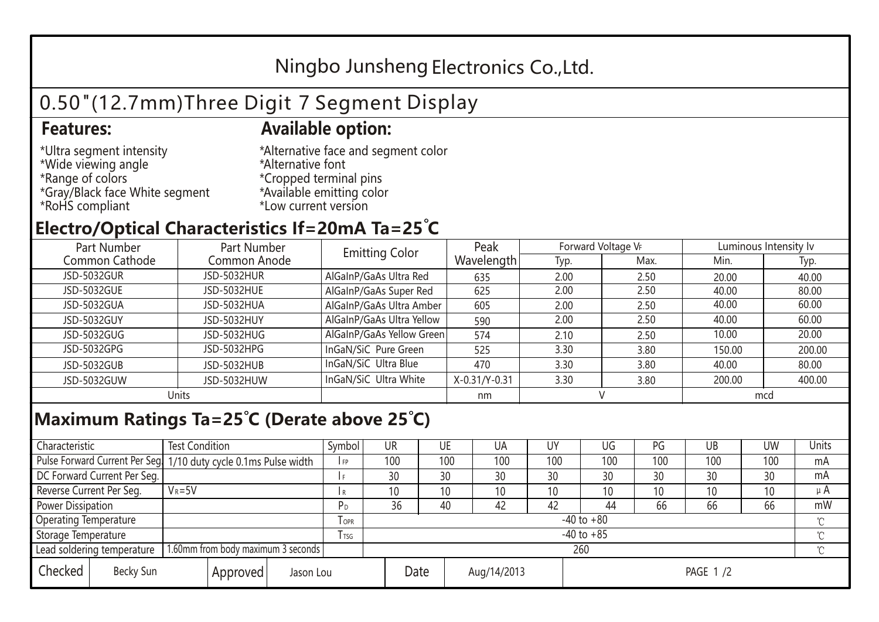# Ningbo Junsheng Electronics Co.,Ltd.

## 0.50"(12.7mm)Three Digit 7 Segment Display

**Features:**

*Ultra segment intensity
*Wide viewing angle
*Range of colors
*Gray/Black face White segment
*RoHS compliant

**Available option:**

*Alternative face and segment color
*Alternative font
*Cropped terminal pins
*Available emitting color
*Low current version

## Electro/Optical Characteristics If=20mA Ta=25˚C

| Part Number Common Cathode | Part Number Common Anode | Emitting Color | Peak Wavelength | Forward Voltage $V_F$ | | Luminous Intensity Iv | |
|---|---|---|---|---|---|---|---|
| | | | | Typ. | Max. | Min. | Typ. |
| JSD-5032GUR | JSD-5032HUR | AlGaInP/GaAs Ultra Red | 635 | 2.00 | 2.50 | 20.00 | 40.00 |
| JSD-5032GUE | JSD-5032HUE | AlGaInP/GaAs Super Red | 625 | 2.00 | 2.50 | 40.00 | 80.00 |
| JSD-5032GUA | JSD-5032HUA | AlGaInP/GaAs Ultra Amber | 605 | 2.00 | 2.50 | 40.00 | 60.00 |
| JSD-5032GUY | JSD-5032HUY | AlGaInP/GaAs Ultra Yellow | 590 | 2.00 | 2.50 | 40.00 | 60.00 |
| JSD-5032GUG | JSD-5032HUG | AlGaInP/GaAs Yellow Green | 574 | 2.10 | 2.50 | 10.00 | 20.00 |
| JSD-5032GPG | JSD-5032HPG | InGaN/SiC Pure Green | 525 | 3.30 | 3.80 | 150.00 | 200.00 |
| JSD-5032GUB | JSD-5032HUB | InGaN/SiC Ultra Blue | 470 | 3.30 | 3.80 | 40.00 | 80.00 |
| JSD-5032GUW | JSD-5032HUW | InGaN/SiC Ultra White | X-0.31/Y-0.31 | 3.30 | 3.80 | 200.00 | 400.00 |
| Units | | | nm | V | | mcd | |

## Maximum Ratings Ta=25℃ (Derate above 25℃)

| Characteristic | Test Condition | Symbol | UR | UE | UA | UY | UG | PG | UB | UW | Units |
|---|---|---|---|---|---|---|---|---|---|---|---|
| Pulse Forward Current Per Seg. | 1/10 duty cycle 0.1ms Pulse width | $I_{FP}$ | 100 | 100 | 100 | 100 | 100 | 100 | 100 | 100 | mA |
| DC Forward Current Per Seg. | | $I_F$ | 30 | 30 | 30 | 30 | 30 | 30 | 30 | 30 | mA |
| Reverse Current Per Seg. | $V_R$=5V | $I_R$ | 10 | 10 | 10 | 10 | 10 | 10 | 10 | 10 | μA |
| Power Dissipation | | $P_D$ | 36 | 40 | 42 | 42 | 44 | 66 | 66 | 66 | mW |
| Operating Temperature | | $T_{OPR}$ | -40 to +80 | | | | | | | | ℃ |
| Storage Temperature | | $T_{TSG}$ | -40 to +85 | | | | | | | | ℃ |
| Lead soldering temperature | 1.60mm from body maximum 3 seconds | | 260 | | | | | | | | ℃ |

| Checked | Becky Sun | Approved | Jason Lou | Date | Aug/14/2013 |
|---|---|---|---|---|---|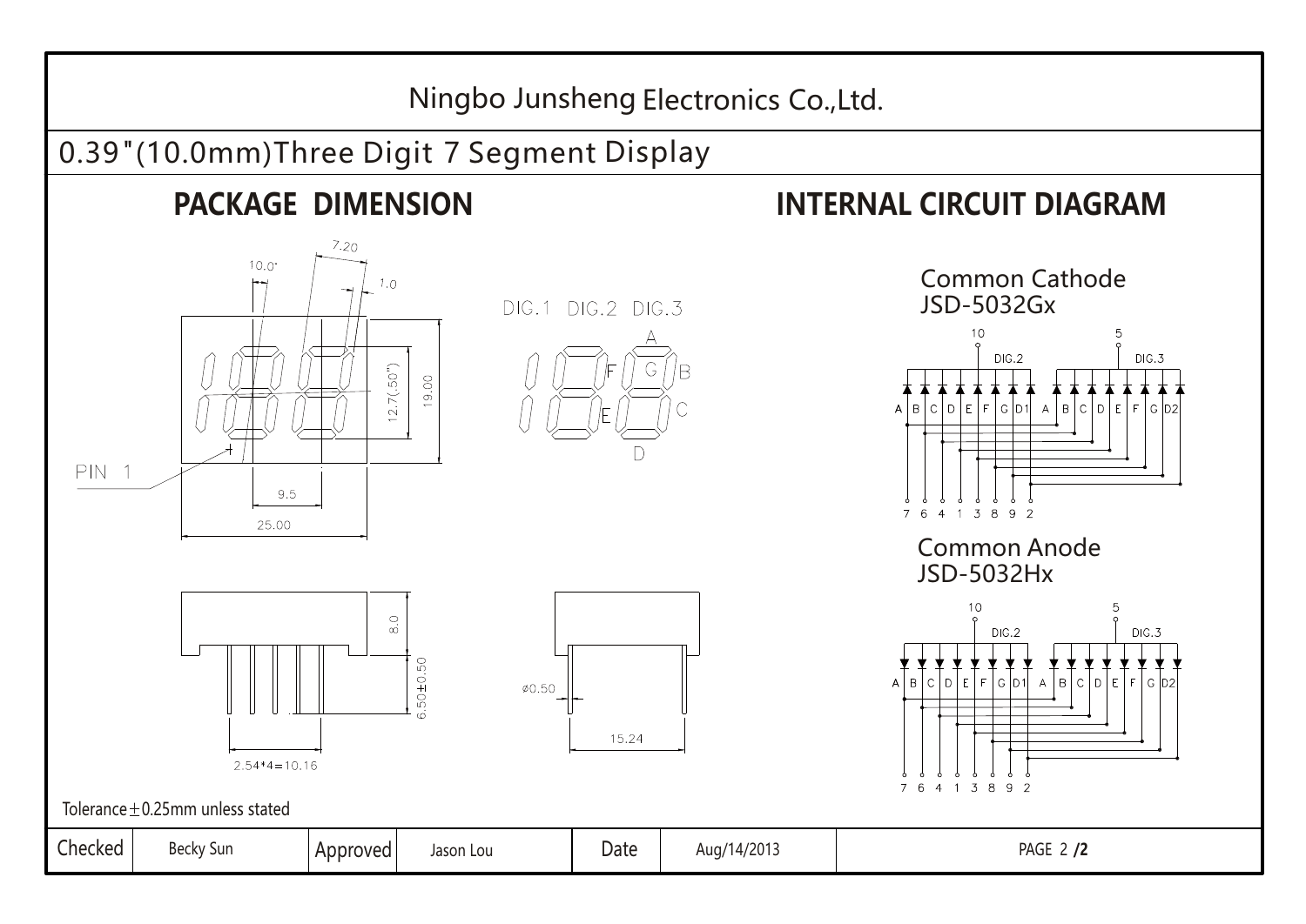Ningbo Junsheng Electronics Co.,Ltd.

0.39"(10.0mm)Three Digit 7 Segment Display

## PACKAGE DIMENSION

7.20

10.0°

1.0

12.7(.50")

19.00

PIN 1

9.5

25.00

DIG.1 DIG.2 DIG.3

A

F

G

B

E

C

D

8.0

6.50±0.50

2.54*4=10.16

ø0.50

15.24

## INTERNAL CIRCUIT DIAGRAM

Common Cathode
JSD-5032Gx

10 5

DIG.2 DIG.3

A B C D E F G D1 A B C D E F G D2

7 6 4 1 3 8 9 2

Common Anode
JSD-5032Hx

10 5

DIG.2 DIG.3

A B C D E F G D1 A B C D E F G D2

7 6 4 1 3 8 9 2

Tolerance ± 0.25mm unless stated

| Checked | Becky Sun | Approved | Jason Lou | Date | Aug/14/2013 |
| --- | --- | --- | --- | --- | --- |